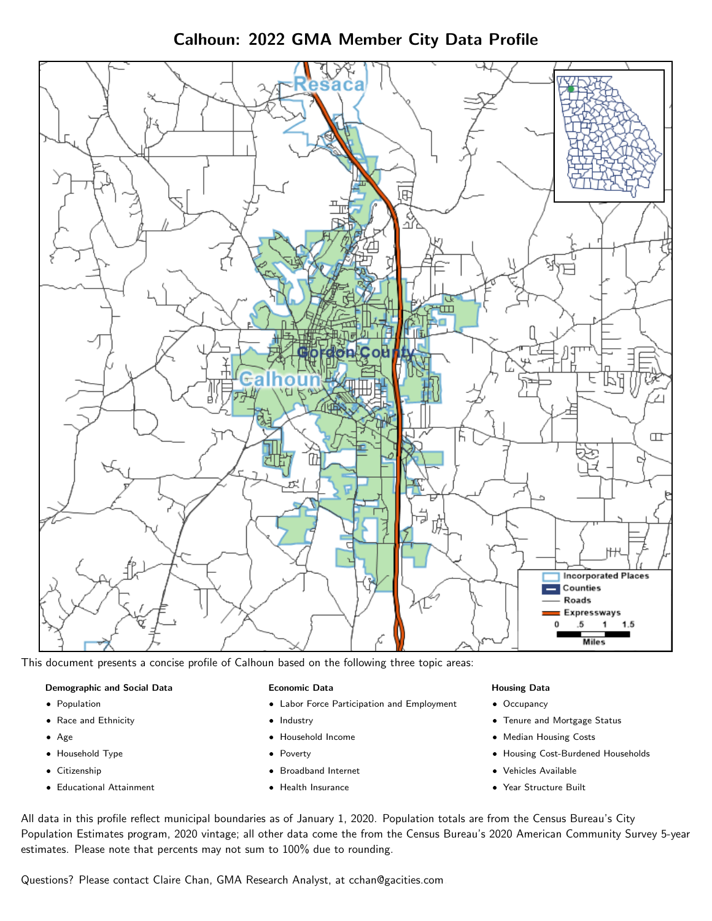# Calhoun: 2022 GMA Member City Data Profile

This document presents a concise profile of Calhoun based on the following three topic areas:

**Demographic and Social Data**

- Population
- Race and Ethnicity
- Age
- Household Type
- Citizenship
- Educational Attainment

**Economic Data**

- Labor Force Participation and Employment
- Industry
- Household Income
- Poverty
- Broadband Internet
- Health Insurance

**Housing Data**

- Occupancy
- Tenure and Mortgage Status
- Median Housing Costs
- Housing Cost-Burdened Households
- Vehicles Available
- Year Structure Built

All data in this profile reflect municipal boundaries as of January 1, 2020. Population totals are from the Census Bureau's City Population Estimates program, 2020 vintage; all other data come the from the Census Bureau's 2020 American Community Survey 5-year estimates. Please note that percents may not sum to 100% due to rounding.

Questions? Please contact Claire Chan, GMA Research Analyst, at cchan@gacities.com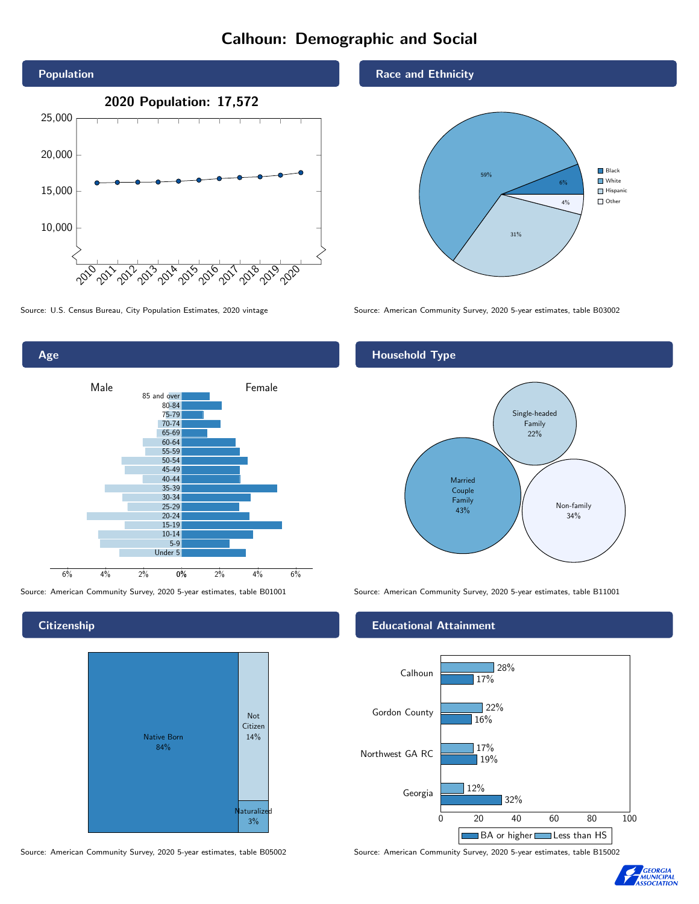# Calhoun: Demographic and Social

## Population

**2020 Population: 17,572**

Source: U.S. Census Bureau, City Population Estimates, 2020 vintage

## Race and Ethnicity

| Race/Ethnicity | Percent |
|---|---|
| Black | 6% |
| White | 59% |
| Hispanic | 31% |
| Other | 4% |

Source: American Community Survey, 2020 5-year estimates, table B03002

## Age

Source: American Community Survey, 2020 5-year estimates, table B01001

## Household Type

| Household Type | Percent |
|---|---|
| Married Couple Family | 43% |
| Single-headed Family | 22% |
| Non-family | 34% |

Source: American Community Survey, 2020 5-year estimates, table B11001

## Citizenship

| Citizenship | Percent |
|---|---|
| Native Born | 84% |
| Not Citizen | 14% |
| Naturalized | 3% |

Source: American Community Survey, 2020 5-year estimates, table B05002

## Educational Attainment

| Area | Less than HS | BA or higher |
|---|---|---|
| Calhoun | 28% | 17% |
| Gordon County | 22% | 16% |
| Northwest GA RC | 17% | 19% |
| Georgia | 12% | 32% |

Source: American Community Survey, 2020 5-year estimates, table B15002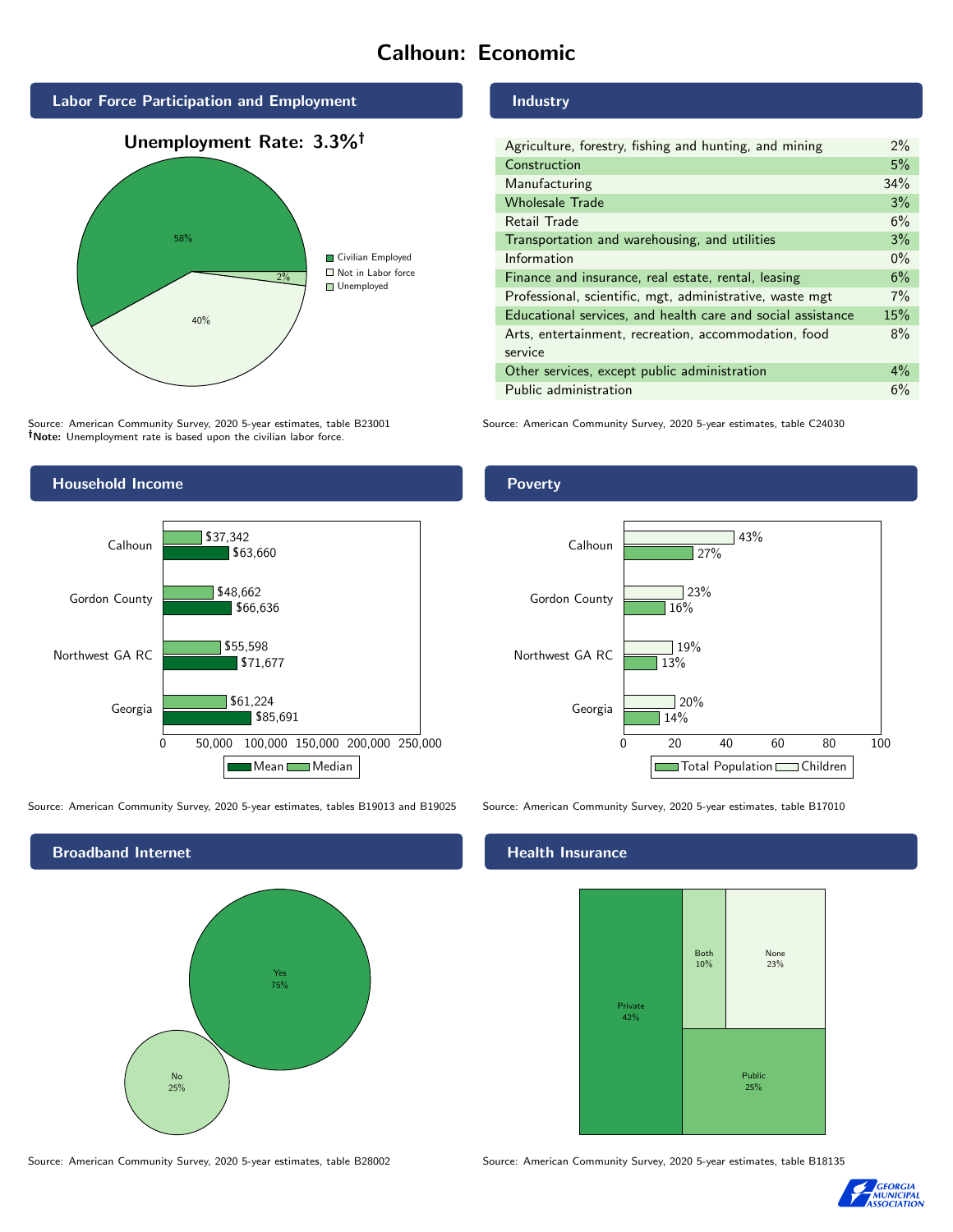# Calhoun: Economic

## Labor Force Participation and Employment

**Unemployment Rate: 3.3%†**

| Category | Percent |
| --- | --- |
| Civilian Employed | 58% |
| Not in Labor force | 40% |
| Unemployed | 2% |

Source: American Community Survey, 2020 5-year estimates, table B23001
**†Note:** Unemployment rate is based upon the civilian labor force.

## Industry

| Industry | Percent |
| --- | --- |
| Agriculture, forestry, fishing and hunting, and mining | 2% |
| Construction | 5% |
| Manufacturing | 34% |
| Wholesale Trade | 3% |
| Retail Trade | 6% |
| Transportation and warehousing, and utilities | 3% |
| Information | 0% |
| Finance and insurance, real estate, rental, leasing | 6% |
| Professional, scientific, mgt, administrative, waste mgt | 7% |
| Educational services, and health care and social assistance | 15% |
| Arts, entertainment, recreation, accommodation, food service | 8% |
| Other services, except public administration | 4% |
| Public administration | 6% |

Source: American Community Survey, 2020 5-year estimates, table C24030

## Household Income

| | Median | Mean |
| --- | --- | --- |
| Calhoun | $37,342 | $63,660 |
| Gordon County | $48,662 | $66,636 |
| Northwest GA RC | $55,598 | $71,677 |
| Georgia | $61,224 | $85,691 |

Source: American Community Survey, 2020 5-year estimates, tables B19013 and B19025

## Poverty

| | Children | Total Population |
| --- | --- | --- |
| Calhoun | 43% | 27% |
| Gordon County | 23% | 16% |
| Northwest GA RC | 19% | 13% |
| Georgia | 20% | 14% |

Source: American Community Survey, 2020 5-year estimates, table B17010

## Broadband Internet

| | Percent |
| --- | --- |
| Yes | 75% |
| No | 25% |

Source: American Community Survey, 2020 5-year estimates, table B28002

## Health Insurance

| | Percent |
| --- | --- |
| Private | 42% |
| Both | 10% |
| None | 23% |
| Public | 25% |

Source: American Community Survey, 2020 5-year estimates, table B18135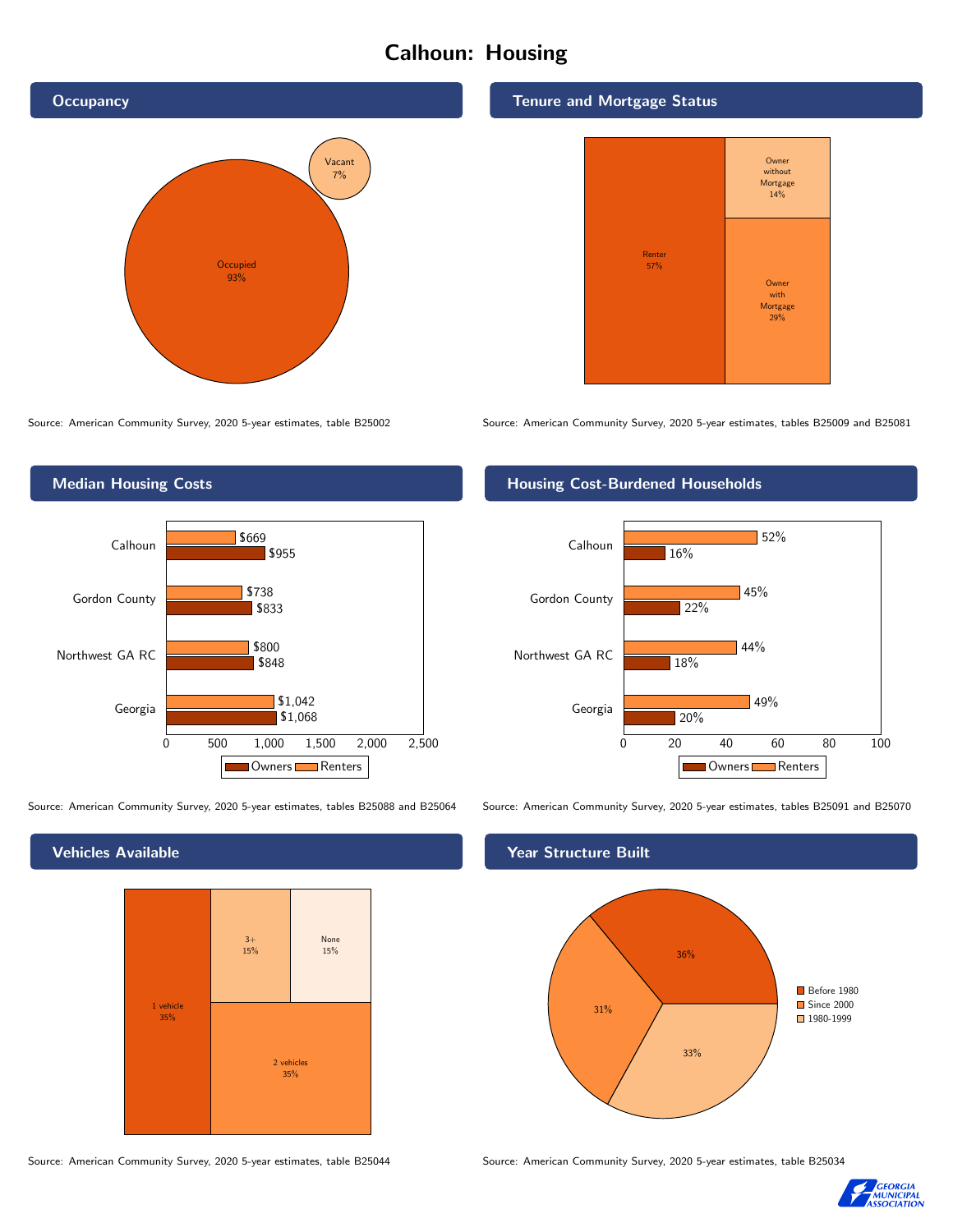# Calhoun: Housing

## Occupancy

Vacant
7%

Occupied
93%

Source: American Community Survey, 2020 5-year estimates, table B25002

## Tenure and Mortgage Status

Renter
57%

Owner without Mortgage
14%

Owner with Mortgage
29%

Source: American Community Survey, 2020 5-year estimates, tables B25009 and B25081

## Median Housing Costs

Calhoun
$669
$955

Gordon County
$738
$833

Northwest GA RC
$800
$848

Georgia
$1,042
$1,068

0 500 1,000 1,500 2,000 2,500

Owners Renters

Source: American Community Survey, 2020 5-year estimates, tables B25088 and B25064

## Housing Cost-Burdened Households

Calhoun
52%
16%

Gordon County
45%
22%

Northwest GA RC
44%
18%

Georgia
49%
20%

0 20 40 60 80 100

Owners Renters

Source: American Community Survey, 2020 5-year estimates, tables B25091 and B25070

## Vehicles Available

1 vehicle
35%

3+
15%

None
15%

2 vehicles
35%

Source: American Community Survey, 2020 5-year estimates, table B25044

## Year Structure Built

36%
31%
33%

Before 1980
Since 2000
1980-1999

Source: American Community Survey, 2020 5-year estimates, table B25034